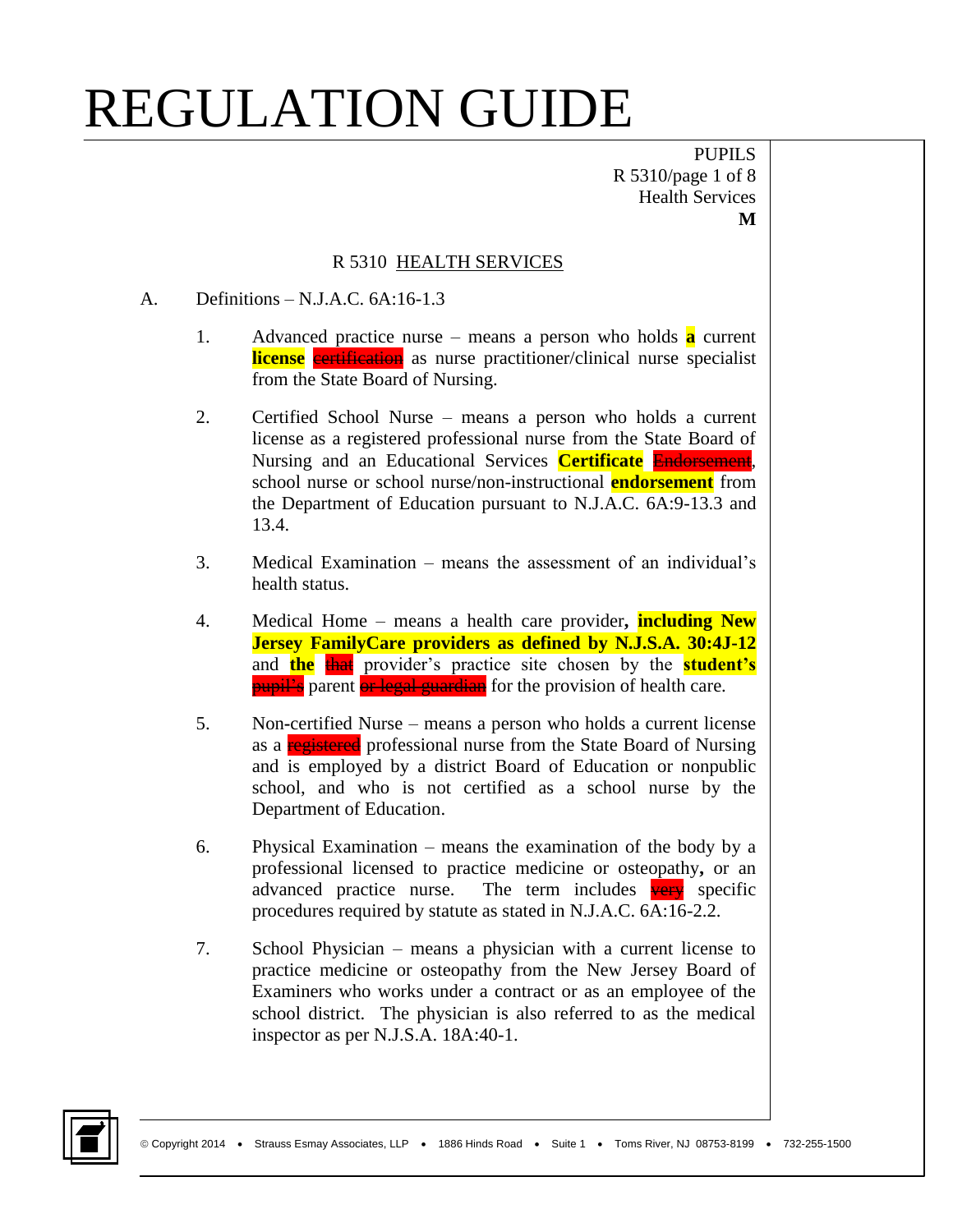# REGULATION GUIDE

PUPILS
Health Services
**M**

## R 5310 HEALTH SERVICES

A. Definitions – N.J.A.C. 6A:16-1.3

1. Advanced practice nurse – means a person who holds **a** current **license** ~~certification~~ as nurse practitioner/clinical nurse specialist from the State Board of Nursing.

2. Certified School Nurse – means a person who holds a current license as a registered professional nurse from the State Board of Nursing and an Educational Services **Certificate** ~~Endorsement~~, school nurse or school nurse/non-instructional **endorsement** from the Department of Education pursuant to N.J.A.C. 6A:9-13.3 and 13.4.

3. Medical Examination – means the assessment of an individual's health status.

4. Medical Home – means a health care provider**, including New Jersey FamilyCare providers as defined by N.J.S.A. 30:4J-12** and **the** ~~that~~ provider's practice site chosen by the **student's** ~~pupil's~~ parent ~~or legal guardian~~ for the provision of health care.

5. Non-certified Nurse – means a person who holds a current license as a ~~registered~~ professional nurse from the State Board of Nursing and is employed by a district Board of Education or nonpublic school, and who is not certified as a school nurse by the Department of Education.

6. Physical Examination – means the examination of the body by a professional licensed to practice medicine or osteopathy**,** or an advanced practice nurse. The term includes ~~very~~ specific procedures required by statute as stated in N.J.A.C. 6A:16-2.2.

7. School Physician – means a physician with a current license to practice medicine or osteopathy from the New Jersey Board of Examiners who works under a contract or as an employee of the school district. The physician is also referred to as the medical inspector as per N.J.S.A. 18A:40-1.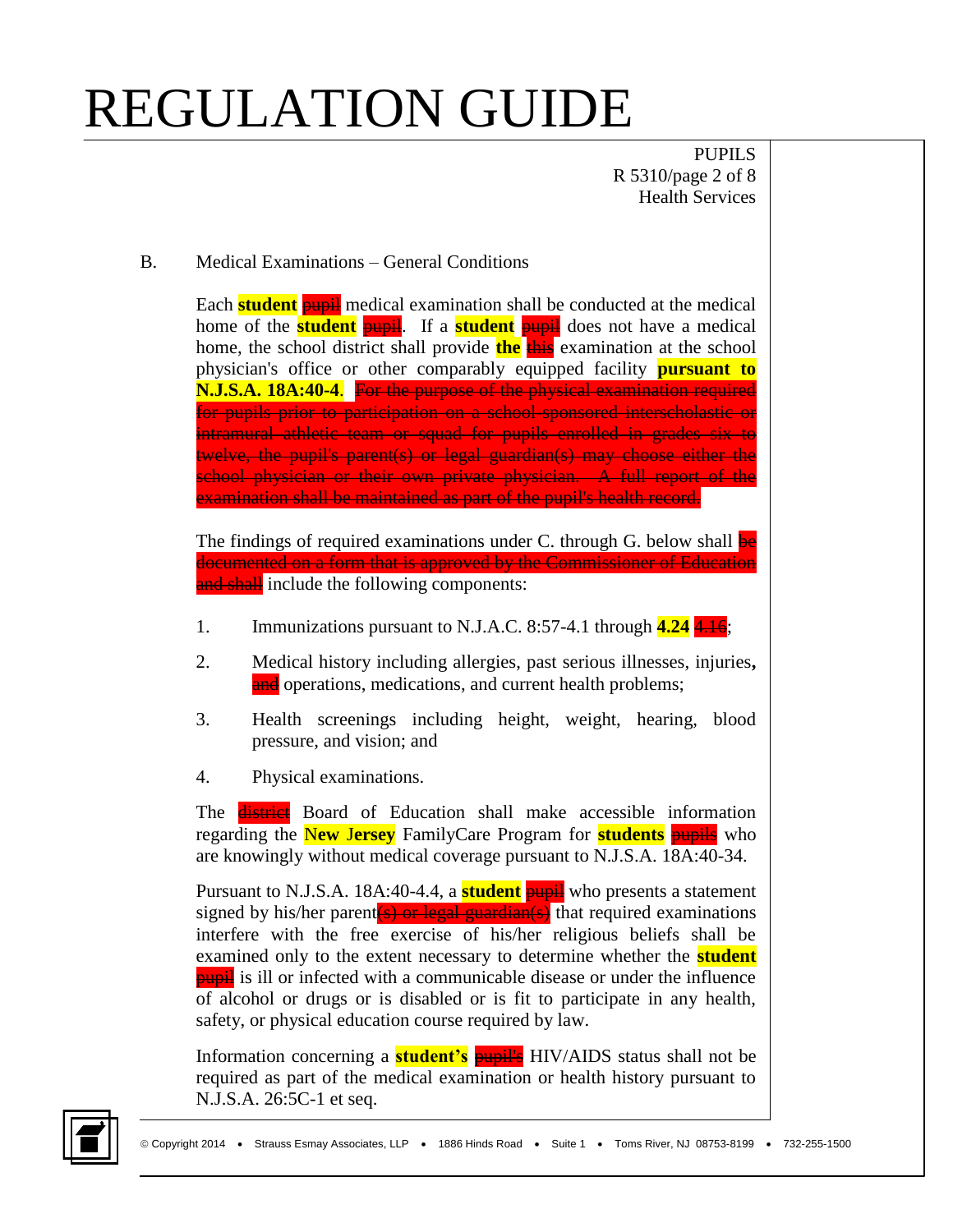B. Medical Examinations – General Conditions

Each **student** ~~pupil~~ medical examination shall be conducted at the medical home of the **student** ~~pupil~~. If a **student** ~~pupil~~ does not have a medical home, the school district shall provide **the** ~~this~~ examination at the school physician's office or other comparably equipped facility **pursuant to N.J.S.A. 18A:40-4**. ~~For the purpose of the physical examination required for pupils prior to participation on a school-sponsored interscholastic or intramural athletic team or squad for pupils enrolled in grades six to twelve, the pupil's parent(s) or legal guardian(s) may choose either the school physician or their own private physician. A full report of the examination shall be maintained as part of the pupil's health record.~~

The findings of required examinations under C. through G. below shall ~~be documented on a form that is approved by the Commissioner of Education and shall~~ include the following components:

1. Immunizations pursuant to N.J.A.C. 8:57-4.1 through **4.24** ~~4.16~~;
2. Medical history including allergies, past serious illnesses, injuries**,** ~~and~~ operations, medications, and current health problems;
3. Health screenings including height, weight, hearing, blood pressure, and vision; and
4. Physical examinations.

The ~~district~~ Board of Education shall make accessible information regarding the **New Jersey** FamilyCare Program for **students** ~~pupils~~ who are knowingly without medical coverage pursuant to N.J.S.A. 18A:40-34.

Pursuant to N.J.S.A. 18A:40-4.4, a **student** ~~pupil~~ who presents a statement signed by his/her parent~~(s) or legal guardian(s)~~ that required examinations interfere with the free exercise of his/her religious beliefs shall be examined only to the extent necessary to determine whether the **student** ~~pupil~~ is ill or infected with a communicable disease or under the influence of alcohol or drugs or is disabled or is fit to participate in any health, safety, or physical education course required by law.

Information concerning a **student's** ~~pupil's~~ HIV/AIDS status shall not be required as part of the medical examination or health history pursuant to N.J.S.A. 26:5C-1 et seq.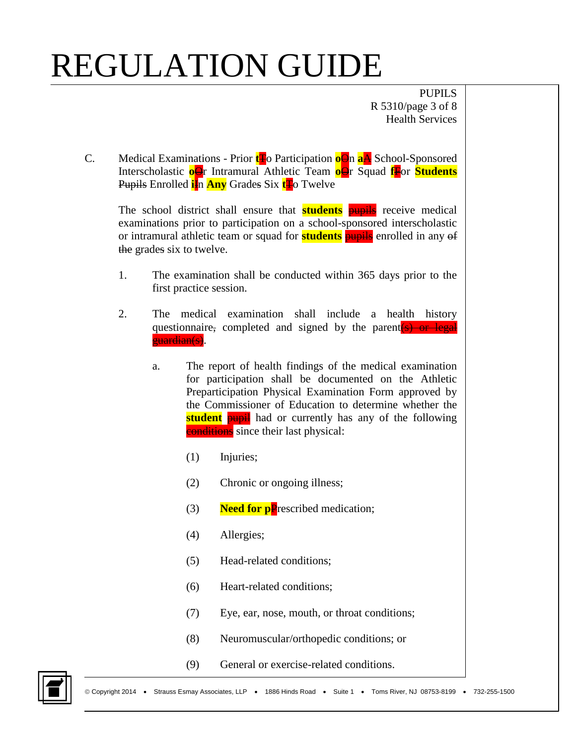C. Medical Examinations - Prior **t**~~T~~o Participation **o**~~O~~n **a**~~A~~ School-Sponsored Interscholastic **o**~~O~~r Intramural Athletic Team **o**~~O~~r Squad **f**~~F~~or **Students** ~~Pupils~~ Enrolled **i**~~I~~n **Any** Grade~~s~~ Six **t**~~T~~o Twelve

The school district shall ensure that **students** ~~pupils~~ receive medical examinations prior to participation on a school-sponsored interscholastic or intramural athletic team or squad for **students** ~~pupils~~ enrolled in any ~~of the~~ grade~~s~~ six to twelve.

1. The examination shall be conducted within 365 days prior to the first practice session.

2. The medical examination shall include a health history questionnaire~~,~~ completed and signed by the parent~~(s) or legal guardian(s)~~.

   a. The report of health findings of the medical examination for participation shall be documented on the Athletic Preparticipation Physical Examination Form approved by the Commissioner of Education to determine whether the **student** ~~pupil~~ had or currently has any of the following ~~conditions~~ since their last physical:

      (1) Injuries;

      (2) Chronic or ongoing illness;

      (3) **Need for p**~~P~~rescribed medication;

      (4) Allergies;

      (5) Head-related conditions;

      (6) Heart-related conditions;

      (7) Eye, ear, nose, mouth, or throat conditions;

      (8) Neuromuscular/orthopedic conditions; or

      (9) General or exercise-related conditions.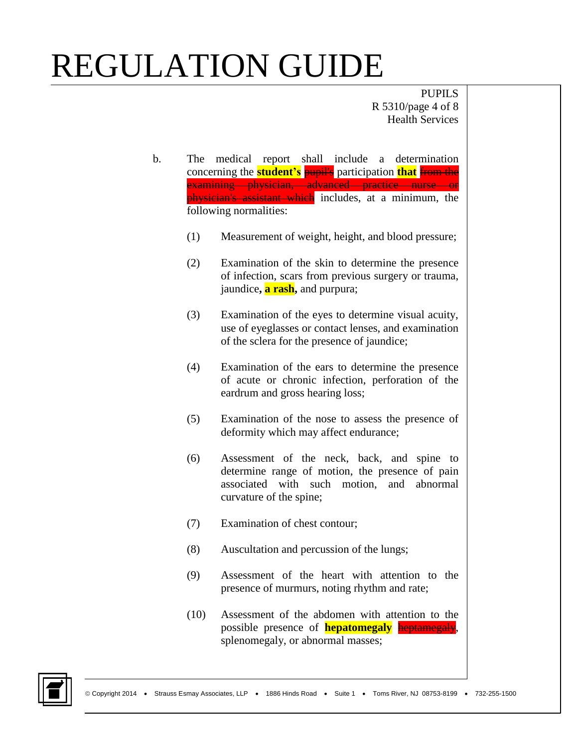# REGULATION GUIDE

b. The medical report shall include a determination concerning the **student's** ~~pupil's~~ participation **that** ~~from the examining physician, advanced practice nurse or physician's assistant which~~ includes, at a minimum, the following normalities:

(1) Measurement of weight, height, and blood pressure;

(2) Examination of the skin to determine the presence of infection, scars from previous surgery or trauma, jaundice**, a rash,** and purpura;

(3) Examination of the eyes to determine visual acuity, use of eyeglasses or contact lenses, and examination of the sclera for the presence of jaundice;

(4) Examination of the ears to determine the presence of acute or chronic infection, perforation of the eardrum and gross hearing loss;

(5) Examination of the nose to assess the presence of deformity which may affect endurance;

(6) Assessment of the neck, back, and spine to determine range of motion, the presence of pain associated with such motion, and abnormal curvature of the spine;

(7) Examination of chest contour;

(8) Auscultation and percussion of the lungs;

(9) Assessment of the heart with attention to the presence of murmurs, noting rhythm and rate;

(10) Assessment of the abdomen with attention to the possible presence of **hepatomegaly** ~~heptamegaly~~, splenomegaly, or abnormal masses;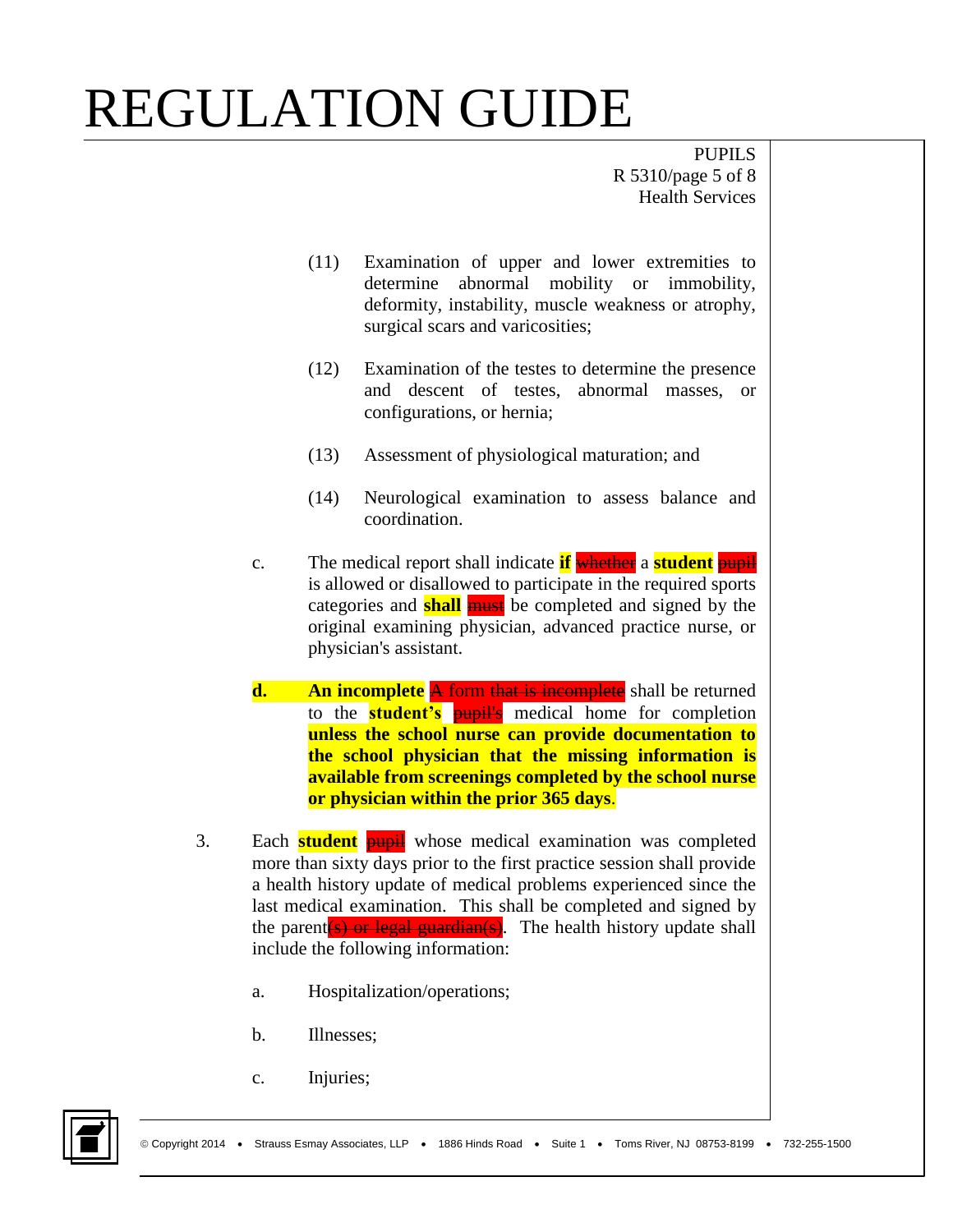(11) Examination of upper and lower extremities to determine abnormal mobility or immobility, deformity, instability, muscle weakness or atrophy, surgical scars and varicosities;

(12) Examination of the testes to determine the presence and descent of testes, abnormal masses, or configurations, or hernia;

(13) Assessment of physiological maturation; and

(14) Neurological examination to assess balance and coordination.

c. The medical report shall indicate **if** ~~whether~~ a **student** ~~pupil~~ is allowed or disallowed to participate in the required sports categories and **shall** ~~must~~ be completed and signed by the original examining physician, advanced practice nurse, or physician's assistant.

**d.** **An incomplete** ~~A form that is incomplete~~ shall be returned to the **student's** ~~pupil's~~ medical home for completion **unless the school nurse can provide documentation to the school physician that the missing information is available from screenings completed by the school nurse or physician within the prior 365 days**.

3. Each **student** ~~pupil~~ whose medical examination was completed more than sixty days prior to the first practice session shall provide a health history update of medical problems experienced since the last medical examination. This shall be completed and signed by the parent~~(s) or legal guardian(s)~~. The health history update shall include the following information:

   a. Hospitalization/operations;

   b. Illnesses;

   c. Injuries;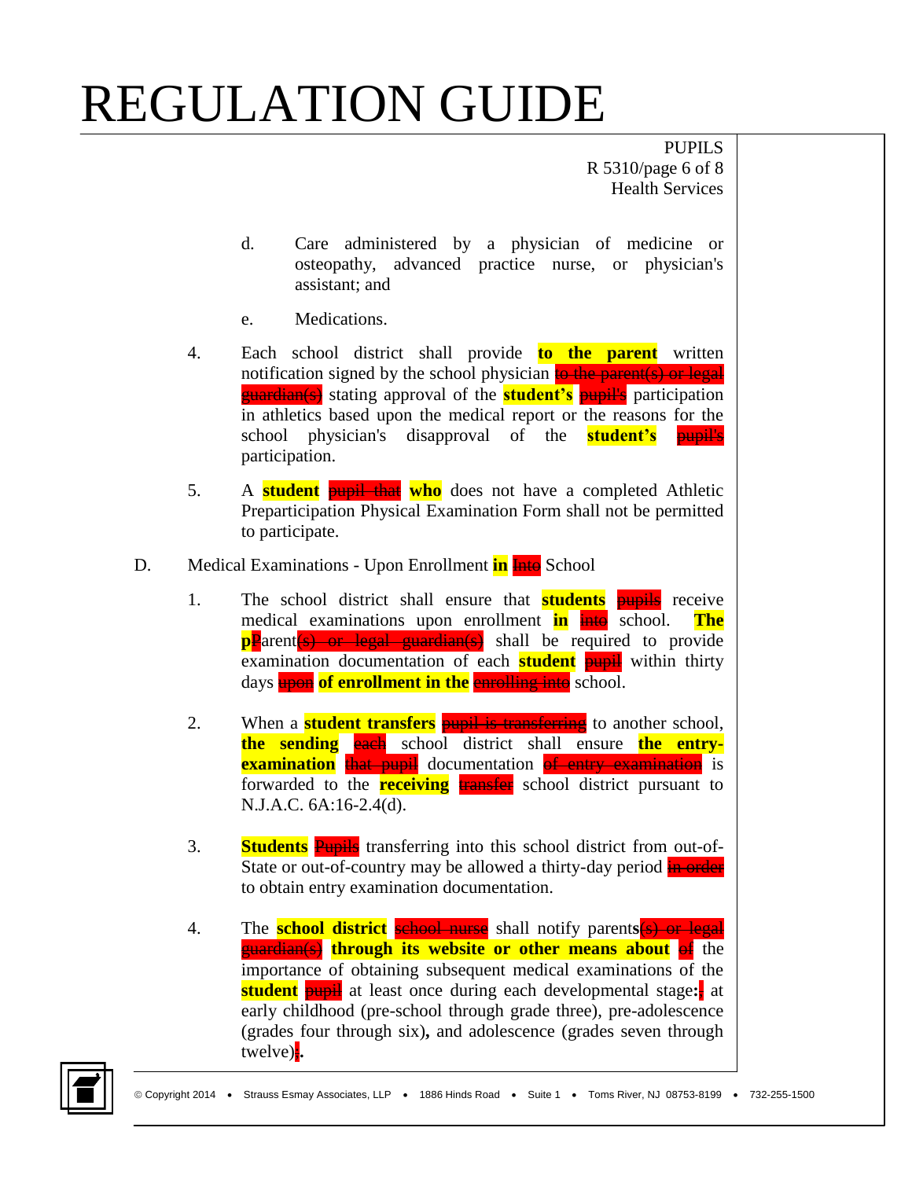# REGULATION GUIDE

PUPILS
R 5310/page 6 of 8
Health Services

d. Care administered by a physician of medicine or osteopathy, advanced practice nurse, or physician's assistant; and

e. Medications.

4. Each school district shall provide **to the parent** written notification signed by the school physician ~~to the parent(s) or legal guardian(s)~~ stating approval of the **student's** ~~pupil's~~ participation in athletics based upon the medical report or the reasons for the school physician's disapproval of the **student's** ~~pupil's~~ participation.

5. A **student** ~~pupil that~~ **who** does not have a completed Athletic Preparticipation Physical Examination Form shall not be permitted to participate.

D. Medical Examinations - Upon Enrollment **in** ~~Into~~ School

1. The school district shall ensure that **students** ~~pupils~~ receive medical examinations upon enrollment **in** ~~into~~ school. **The p**~~P~~arent~~(s) or legal guardian(s)~~ shall be required to provide examination documentation of each **student** ~~pupil~~ within thirty days ~~upon~~ **of enrollment in the** ~~enrolling into~~ school.

2. When a **student transfers** ~~pupil is transferring~~ to another school, **the sending** ~~each~~ school district shall ensure **the entry-examination** ~~that pupil~~ documentation ~~of entry examination~~ is forwarded to the **receiving** ~~transfer~~ school district pursuant to N.J.A.C. 6A:16-2.4(d).

3. **Students** ~~Pupils~~ transferring into this school district from out-of-State or out-of-country may be allowed a thirty-day period ~~in order~~ to obtain entry examination documentation.

4. The **school district** ~~school nurse~~ shall notify parent**s**~~(s) or legal guardian(s)~~ **through its website or other means about** ~~of~~ the importance of obtaining subsequent medical examinations of the **student** ~~pupil~~ at least once during each developmental stage**:**~~,~~ at early childhood (pre-school through grade three), pre-adolescence (grades four through six)**,** and adolescence (grades seven through twelve)~~;~~**.**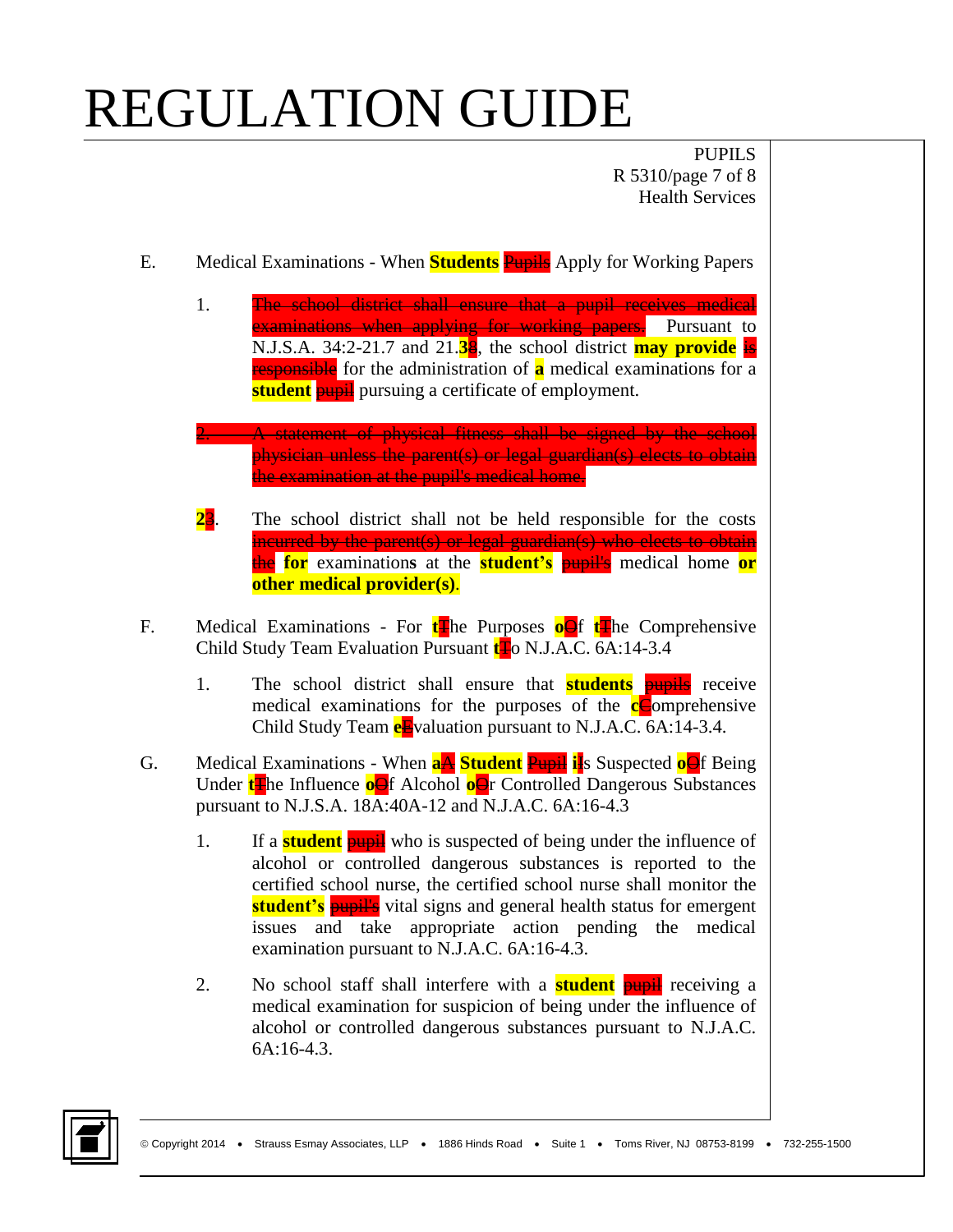E. Medical Examinations - When **Students** ~~Pupils~~ Apply for Working Papers

1. ~~The school district shall ensure that a pupil receives medical examinations when applying for working papers.~~ Pursuant to N.J.S.A. 34:2-21.7 and 21.**3**~~8~~, the school district **may provide** ~~is responsible~~ for the administration of **a** medical examination~~s~~ for a **student** ~~pupil~~ pursuing a certificate of employment.

~~2. A statement of physical fitness shall be signed by the school physician unless the parent(s) or legal guardian(s) elects to obtain the examination at the pupil's medical home.~~

**2**~~3~~. The school district shall not be held responsible for the costs ~~incurred by the parent(s) or legal guardian(s) who elects to obtain the~~ **for** examination**s** at the **student's** ~~pupil's~~ medical home **or other medical provider(s)**.

F. Medical Examinations - For **t**~~T~~he Purposes **o**~~O~~f **t**~~T~~he Comprehensive Child Study Team Evaluation Pursuant **t**~~T~~o N.J.A.C. 6A:14-3.4

1. The school district shall ensure that **students** ~~pupils~~ receive medical examinations for the purposes of the **c**~~C~~omprehensive Child Study Team **e**~~E~~valuation pursuant to N.J.A.C. 6A:14-3.4.

G. Medical Examinations - When **a**~~A~~ **Student** ~~Pupil~~ **i**~~I~~s Suspected **o**~~O~~f Being Under **t**~~T~~he Influence **o**~~O~~f Alcohol **o**~~O~~r Controlled Dangerous Substances pursuant to N.J.S.A. 18A:40A-12 and N.J.A.C. 6A:16-4.3

1. If a **student** ~~pupil~~ who is suspected of being under the influence of alcohol or controlled dangerous substances is reported to the certified school nurse, the certified school nurse shall monitor the **student's** ~~pupil's~~ vital signs and general health status for emergent issues and take appropriate action pending the medical examination pursuant to N.J.A.C. 6A:16-4.3.

2. No school staff shall interfere with a **student** ~~pupil~~ receiving a medical examination for suspicion of being under the influence of alcohol or controlled dangerous substances pursuant to N.J.A.C. 6A:16-4.3.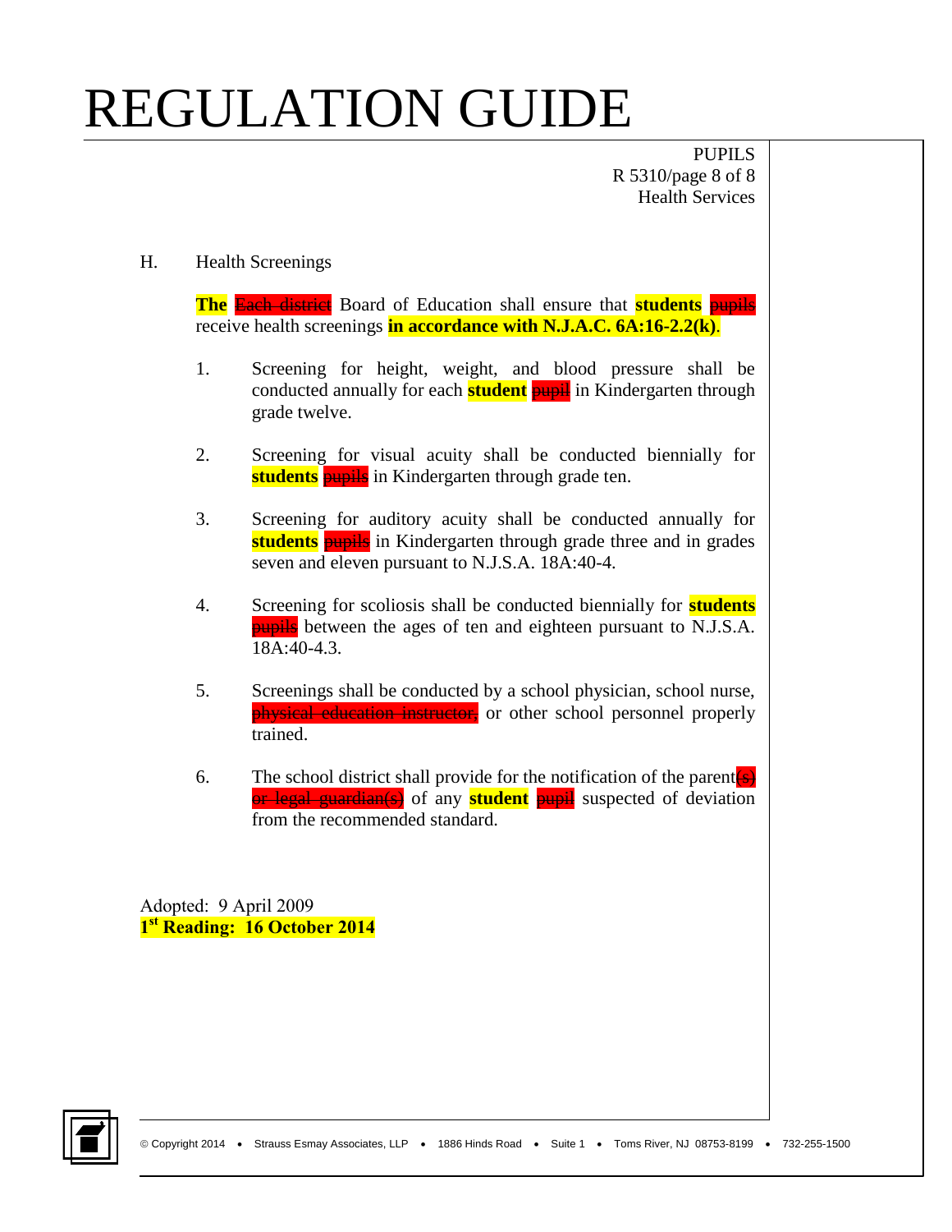H. Health Screenings

**The** ~~Each district~~ Board of Education shall ensure that **students** ~~pupils~~ receive health screenings **in accordance with N.J.A.C. 6A:16-2.2(k)**.

1. Screening for height, weight, and blood pressure shall be conducted annually for each **student** ~~pupil~~ in Kindergarten through grade twelve.

2. Screening for visual acuity shall be conducted biennially for **students** ~~pupils~~ in Kindergarten through grade ten.

3. Screening for auditory acuity shall be conducted annually for **students** ~~pupils~~ in Kindergarten through grade three and in grades seven and eleven pursuant to N.J.S.A. 18A:40-4.

4. Screening for scoliosis shall be conducted biennially for **students** ~~pupils~~ between the ages of ten and eighteen pursuant to N.J.S.A. 18A:40-4.3.

5. Screenings shall be conducted by a school physician, school nurse, ~~physical education instructor,~~ or other school personnel properly trained.

6. The school district shall provide for the notification of the parent~~(s) or legal guardian(s)~~ of any **student** ~~pupil~~ suspected of deviation from the recommended standard.

Adopted: 9 April 2009

**1st Reading: 16 October 2014**